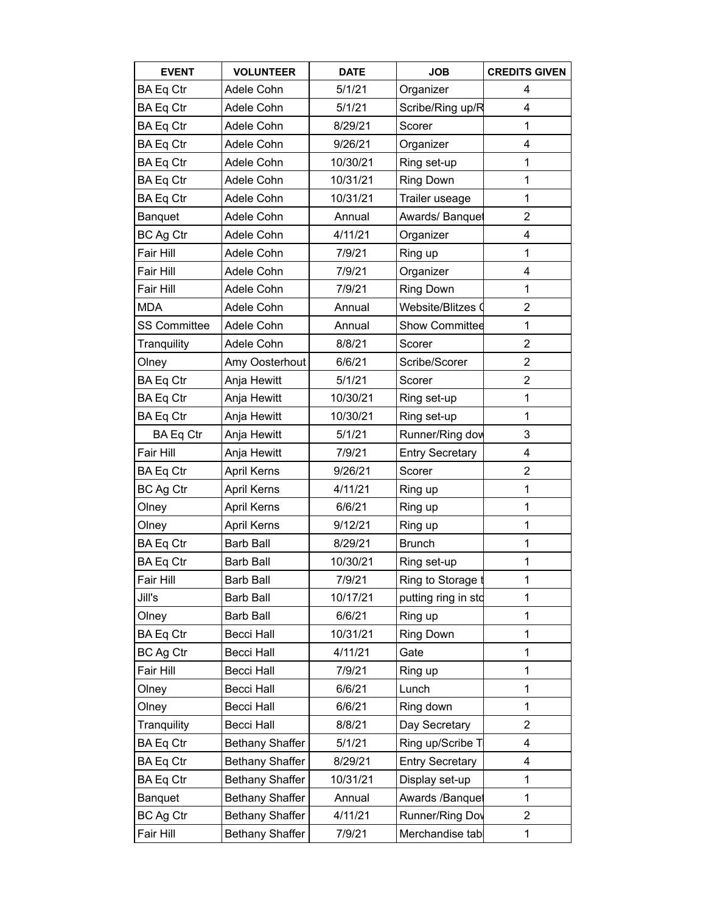| EVENT | VOLUNTEER | DATE | JOB | CREDITS GIVEN |
|---|---|---|---|---|
| BA Eq Ctr | Adele Cohn | 5/1/21 | Organizer | 4 |
| BA Eq Ctr | Adele Cohn | 5/1/21 | Scribe/Ring up/R | 4 |
| BA Eq Ctr | Adele Cohn | 8/29/21 | Scorer | 1 |
| BA Eq Ctr | Adele Cohn | 9/26/21 | Organizer | 4 |
| BA Eq Ctr | Adele Cohn | 10/30/21 | Ring set-up | 1 |
| BA Eq Ctr | Adele Cohn | 10/31/21 | Ring Down | 1 |
| BA Eq Ctr | Adele Cohn | 10/31/21 | Trailer useage | 1 |
| Banquet | Adele Cohn | Annual | Awards/ Banquet | 2 |
| BC Ag Ctr | Adele Cohn | 4/11/21 | Organizer | 4 |
| Fair Hill | Adele Cohn | 7/9/21 | Ring up | 1 |
| Fair Hill | Adele Cohn | 7/9/21 | Organizer | 4 |
| Fair Hill | Adele Cohn | 7/9/21 | Ring Down | 1 |
| MDA | Adele Cohn | Annual | Website/Blitzes ( | 2 |
| SS Committee | Adele Cohn | Annual | Show Committee | 1 |
| Tranquility | Adele Cohn | 8/8/21 | Scorer | 2 |
| Olney | Amy Oosterhout | 6/6/21 | Scribe/Scorer | 2 |
| BA Eq Ctr | Anja Hewitt | 5/1/21 | Scorer | 2 |
| BA Eq Ctr | Anja Hewitt | 10/30/21 | Ring set-up | 1 |
| BA Eq Ctr | Anja Hewitt | 10/30/21 | Ring set-up | 1 |
| BA Eq Ctr | Anja Hewitt | 5/1/21 | Runner/Ring dow | 3 |
| Fair Hill | Anja Hewitt | 7/9/21 | Entry Secretary | 4 |
| BA Eq Ctr | April Kerns | 9/26/21 | Scorer | 2 |
| BC Ag Ctr | April Kerns | 4/11/21 | Ring up | 1 |
| Olney | April Kerns | 6/6/21 | Ring up | 1 |
| Olney | April Kerns | 9/12/21 | Ring up | 1 |
| BA Eq Ctr | Barb Ball | 8/29/21 | Brunch | 1 |
| BA Eq Ctr | Barb Ball | 10/30/21 | Ring set-up | 1 |
| Fair Hill | Barb Ball | 7/9/21 | Ring to Storage t | 1 |
| Jill's | Barb Ball | 10/17/21 | putting ring in sto | 1 |
| Olney | Barb Ball | 6/6/21 | Ring up | 1 |
| BA Eq Ctr | Becci Hall | 10/31/21 | Ring Down | 1 |
| BC Ag Ctr | Becci Hall | 4/11/21 | Gate | 1 |
| Fair Hill | Becci Hall | 7/9/21 | Ring up | 1 |
| Olney | Becci Hall | 6/6/21 | Lunch | 1 |
| Olney | Becci Hall | 6/6/21 | Ring down | 1 |
| Tranquility | Becci Hall | 8/8/21 | Day Secretary | 2 |
| BA Eq Ctr | Bethany Shaffer | 5/1/21 | Ring up/Scribe T | 4 |
| BA Eq Ctr | Bethany Shaffer | 8/29/21 | Entry Secretary | 4 |
| BA Eq Ctr | Bethany Shaffer | 10/31/21 | Display set-up | 1 |
| Banquet | Bethany Shaffer | Annual | Awards /Banquet | 1 |
| BC Ag Ctr | Bethany Shaffer | 4/11/21 | Runner/Ring Dov | 2 |
| Fair Hill | Bethany Shaffer | 7/9/21 | Merchandise tab | 1 |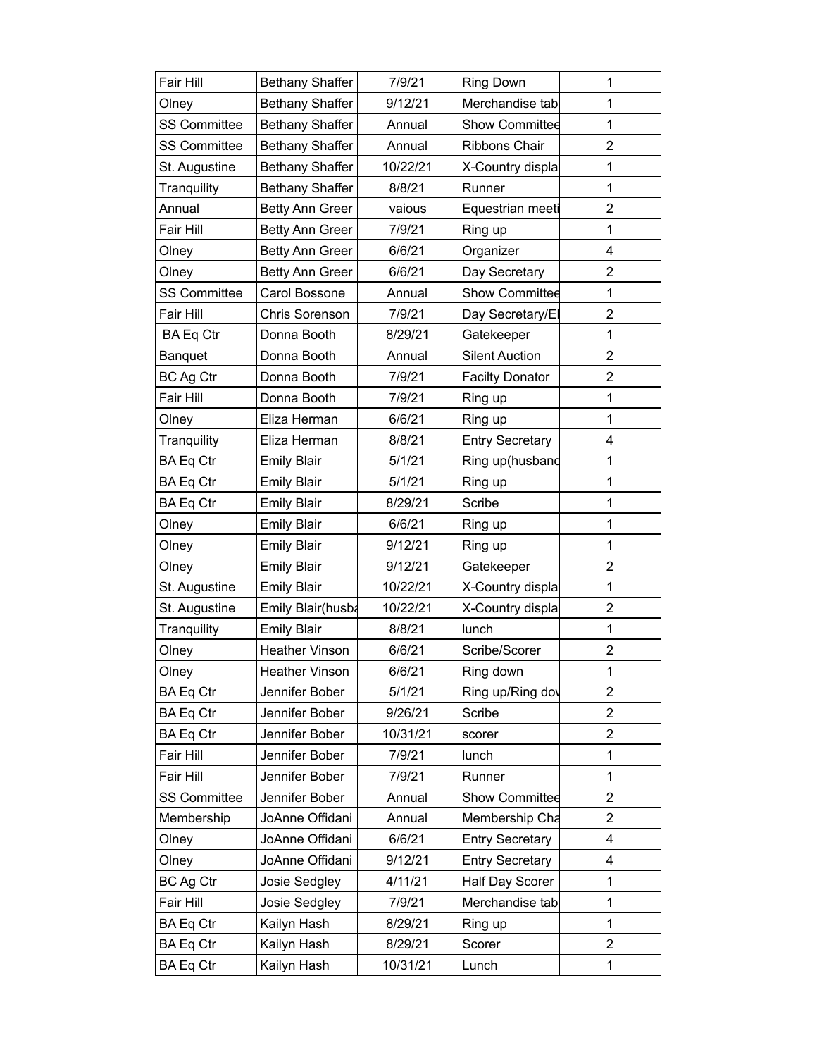| Fair Hill | Bethany Shaffer | 7/9/21 | Ring Down | 1 |
|---|---|---|---|---|
| Olney | Bethany Shaffer | 9/12/21 | Merchandise tab | 1 |
| SS Committee | Bethany Shaffer | Annual | Show Committee | 1 |
| SS Committee | Bethany Shaffer | Annual | Ribbons Chair | 2 |
| St. Augustine | Bethany Shaffer | 10/22/21 | X-Country displa | 1 |
| Tranquility | Bethany Shaffer | 8/8/21 | Runner | 1 |
| Annual | Betty Ann Greer | vaious | Equestrian meeti | 2 |
| Fair Hill | Betty Ann Greer | 7/9/21 | Ring up | 1 |
| Olney | Betty Ann Greer | 6/6/21 | Organizer | 4 |
| Olney | Betty Ann Greer | 6/6/21 | Day Secretary | 2 |
| SS Committee | Carol Bossone | Annual | Show Committee | 1 |
| Fair Hill | Chris Sorenson | 7/9/21 | Day Secretary/El | 2 |
| BA Eq Ctr | Donna Booth | 8/29/21 | Gatekeeper | 1 |
| Banquet | Donna Booth | Annual | Silent Auction | 2 |
| BC Ag Ctr | Donna Booth | 7/9/21 | Facilty Donator | 2 |
| Fair Hill | Donna Booth | 7/9/21 | Ring up | 1 |
| Olney | Eliza Herman | 6/6/21 | Ring up | 1 |
| Tranquility | Eliza Herman | 8/8/21 | Entry Secretary | 4 |
| BA Eq Ctr | Emily Blair | 5/1/21 | Ring up(husband | 1 |
| BA Eq Ctr | Emily Blair | 5/1/21 | Ring up | 1 |
| BA Eq Ctr | Emily Blair | 8/29/21 | Scribe | 1 |
| Olney | Emily Blair | 6/6/21 | Ring up | 1 |
| Olney | Emily Blair | 9/12/21 | Ring up | 1 |
| Olney | Emily Blair | 9/12/21 | Gatekeeper | 2 |
| St. Augustine | Emily Blair | 10/22/21 | X-Country displa | 1 |
| St. Augustine | Emily Blair(husba | 10/22/21 | X-Country displa | 2 |
| Tranquility | Emily Blair | 8/8/21 | lunch | 1 |
| Olney | Heather Vinson | 6/6/21 | Scribe/Scorer | 2 |
| Olney | Heather Vinson | 6/6/21 | Ring down | 1 |
| BA Eq Ctr | Jennifer Bober | 5/1/21 | Ring up/Ring dov | 2 |
| BA Eq Ctr | Jennifer Bober | 9/26/21 | Scribe | 2 |
| BA Eq Ctr | Jennifer Bober | 10/31/21 | scorer | 2 |
| Fair Hill | Jennifer Bober | 7/9/21 | lunch | 1 |
| Fair Hill | Jennifer Bober | 7/9/21 | Runner | 1 |
| SS Committee | Jennifer Bober | Annual | Show Committee | 2 |
| Membership | JoAnne Offidani | Annual | Membership Cha | 2 |
| Olney | JoAnne Offidani | 6/6/21 | Entry Secretary | 4 |
| Olney | JoAnne Offidani | 9/12/21 | Entry Secretary | 4 |
| BC Ag Ctr | Josie Sedgley | 4/11/21 | Half Day Scorer | 1 |
| Fair Hill | Josie Sedgley | 7/9/21 | Merchandise tab | 1 |
| BA Eq Ctr | Kailyn Hash | 8/29/21 | Ring up | 1 |
| BA Eq Ctr | Kailyn Hash | 8/29/21 | Scorer | 2 |
| BA Eq Ctr | Kailyn Hash | 10/31/21 | Lunch | 1 |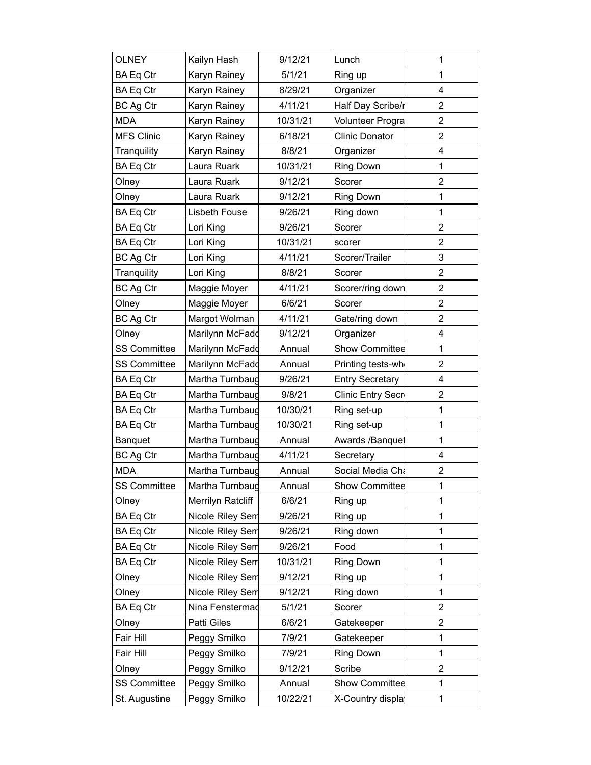| OLNEY | Kailyn Hash | 9/12/21 | Lunch | 1 |
|---|---|---|---|---|
| BA Eq Ctr | Karyn Rainey | 5/1/21 | Ring up | 1 |
| BA Eq Ctr | Karyn Rainey | 8/29/21 | Organizer | 4 |
| BC Ag Ctr | Karyn Rainey | 4/11/21 | Half Day Scribe/r | 2 |
| MDA | Karyn Rainey | 10/31/21 | Volunteer Progra | 2 |
| MFS Clinic | Karyn Rainey | 6/18/21 | Clinic Donator | 2 |
| Tranquility | Karyn Rainey | 8/8/21 | Organizer | 4 |
| BA Eq Ctr | Laura Ruark | 10/31/21 | Ring Down | 1 |
| Olney | Laura Ruark | 9/12/21 | Scorer | 2 |
| Olney | Laura Ruark | 9/12/21 | Ring Down | 1 |
| BA Eq Ctr | Lisbeth Fouse | 9/26/21 | Ring down | 1 |
| BA Eq Ctr | Lori King | 9/26/21 | Scorer | 2 |
| BA Eq Ctr | Lori King | 10/31/21 | scorer | 2 |
| BC Ag Ctr | Lori King | 4/11/21 | Scorer/Trailer | 3 |
| Tranquility | Lori King | 8/8/21 | Scorer | 2 |
| BC Ag Ctr | Maggie Moyer | 4/11/21 | Scorer/ring down | 2 |
| Olney | Maggie Moyer | 6/6/21 | Scorer | 2 |
| BC Ag Ctr | Margot Wolman | 4/11/21 | Gate/ring down | 2 |
| Olney | Marilynn McFadd | 9/12/21 | Organizer | 4 |
| SS Committee | Marilynn McFadd | Annual | Show Committee | 1 |
| SS Committee | Marilynn McFadd | Annual | Printing tests-wh | 2 |
| BA Eq Ctr | Martha Turnbaug | 9/26/21 | Entry Secretary | 4 |
| BA Eq Ctr | Martha Turnbaug | 9/8/21 | Clinic Entry Secr | 2 |
| BA Eq Ctr | Martha Turnbaug | 10/30/21 | Ring set-up | 1 |
| BA Eq Ctr | Martha Turnbaug | 10/30/21 | Ring set-up | 1 |
| Banquet | Martha Turnbaug | Annual | Awards /Banquet | 1 |
| BC Ag Ctr | Martha Turnbaug | 4/11/21 | Secretary | 4 |
| MDA | Martha Turnbaug | Annual | Social Media Ch | 2 |
| SS Committee | Martha Turnbaug | Annual | Show Committee | 1 |
| Olney | Merrilyn Ratcliff | 6/6/21 | Ring up | 1 |
| BA Eq Ctr | Nicole Riley Sem | 9/26/21 | Ring up | 1 |
| BA Eq Ctr | Nicole Riley Sem | 9/26/21 | Ring down | 1 |
| BA Eq Ctr | Nicole Riley Sem | 9/26/21 | Food | 1 |
| BA Eq Ctr | Nicole Riley Sem | 10/31/21 | Ring Down | 1 |
| Olney | Nicole Riley Sem | 9/12/21 | Ring up | 1 |
| Olney | Nicole Riley Sem | 9/12/21 | Ring down | 1 |
| BA Eq Ctr | Nina Fenstermac | 5/1/21 | Scorer | 2 |
| Olney | Patti Giles | 6/6/21 | Gatekeeper | 2 |
| Fair Hill | Peggy Smilko | 7/9/21 | Gatekeeper | 1 |
| Fair Hill | Peggy Smilko | 7/9/21 | Ring Down | 1 |
| Olney | Peggy Smilko | 9/12/21 | Scribe | 2 |
| SS Committee | Peggy Smilko | Annual | Show Committee | 1 |
| St. Augustine | Peggy Smilko | 10/22/21 | X-Country displa | 1 |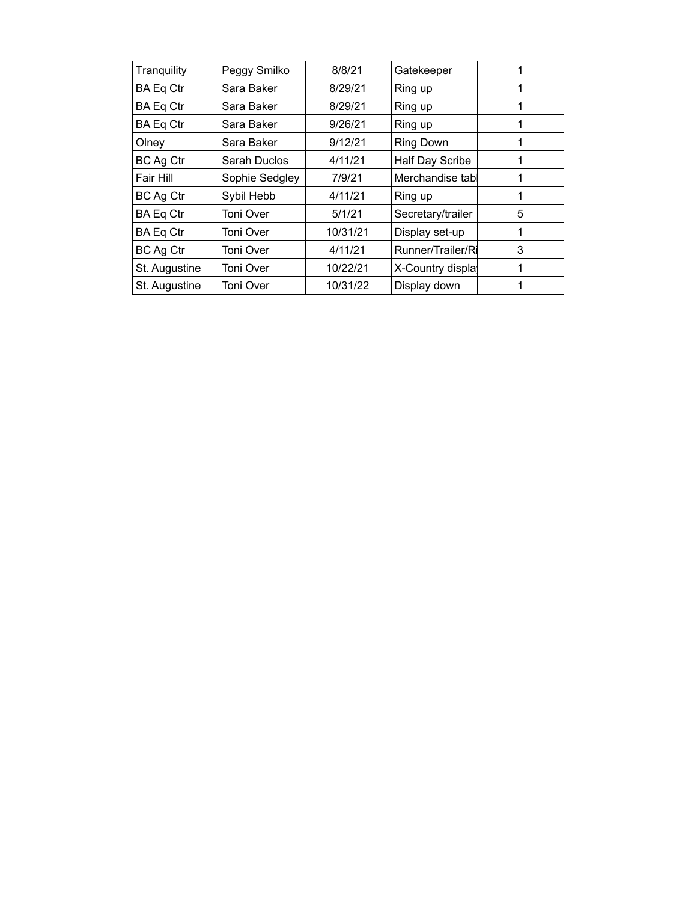| | | | | |
|---|---|---|---|---|
| Tranquility | Peggy Smilko | 8/8/21 | Gatekeeper | 1 |
| BA Eq Ctr | Sara Baker | 8/29/21 | Ring up | 1 |
| BA Eq Ctr | Sara Baker | 8/29/21 | Ring up | 1 |
| BA Eq Ctr | Sara Baker | 9/26/21 | Ring up | 1 |
| Olney | Sara Baker | 9/12/21 | Ring Down | 1 |
| BC Ag Ctr | Sarah Duclos | 4/11/21 | Half Day Scribe | 1 |
| Fair Hill | Sophie Sedgley | 7/9/21 | Merchandise tab | 1 |
| BC Ag Ctr | Sybil Hebb | 4/11/21 | Ring up | 1 |
| BA Eq Ctr | Toni Over | 5/1/21 | Secretary/trailer | 5 |
| BA Eq Ctr | Toni Over | 10/31/21 | Display set-up | 1 |
| BC Ag Ctr | Toni Over | 4/11/21 | Runner/Trailer/Ri | 3 |
| St. Augustine | Toni Over | 10/22/21 | X-Country displa | 1 |
| St. Augustine | Toni Over | 10/31/22 | Display down | 1 |